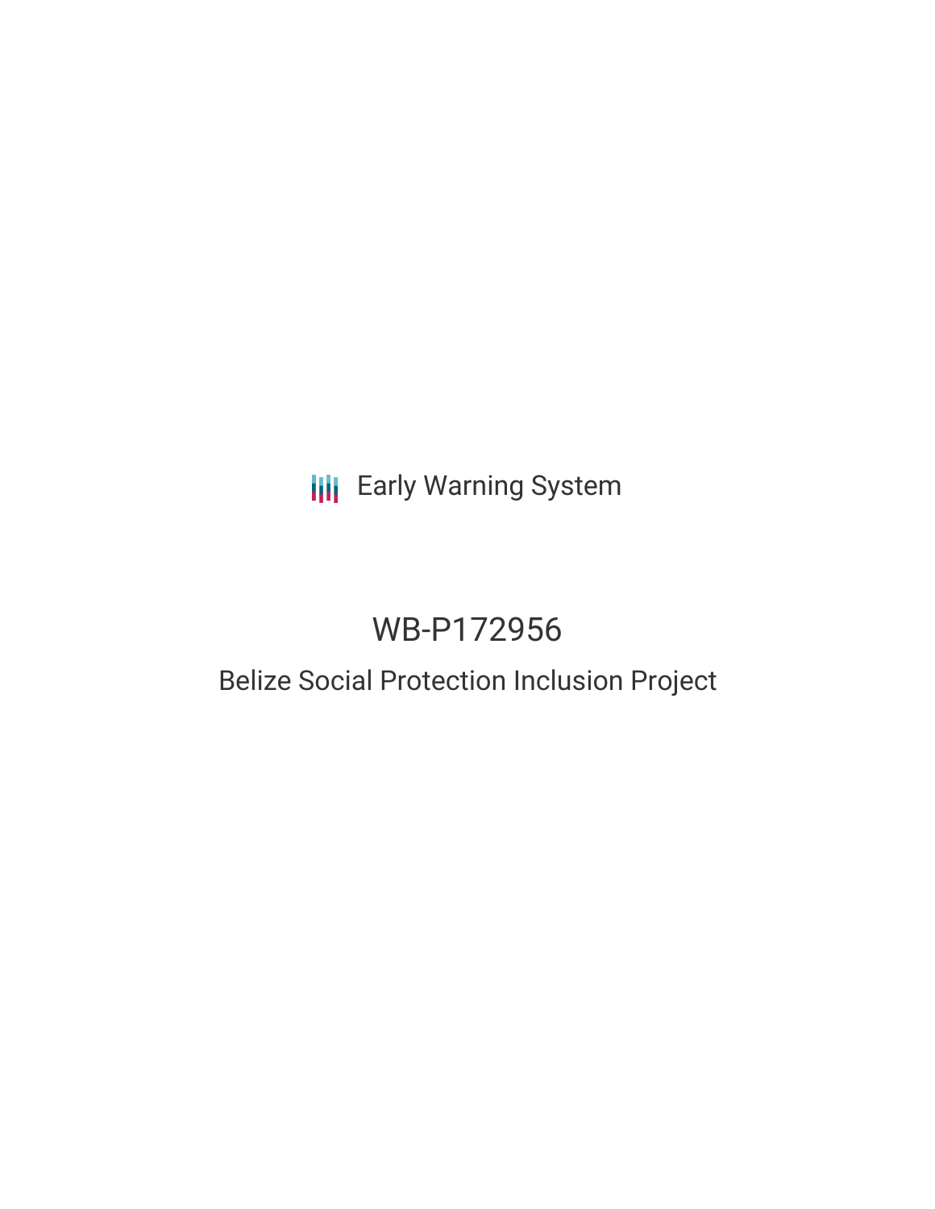Early Warning System

# WB-P172956

## Belize Social Protection Inclusion Project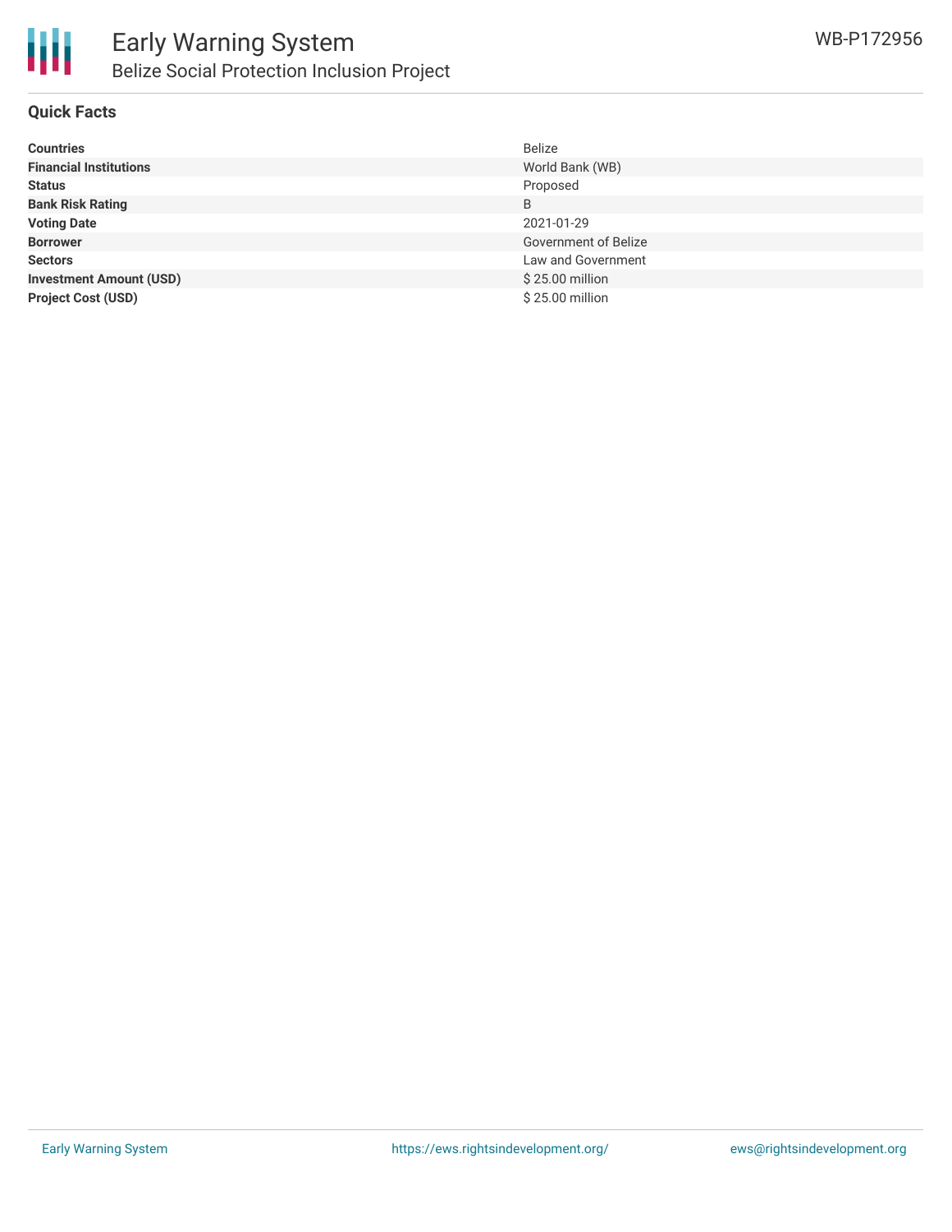## Quick Facts

| | |
|---|---|
| **Countries** | Belize |
| **Financial Institutions** | World Bank (WB) |
| **Status** | Proposed |
| **Bank Risk Rating** | B |
| **Voting Date** | 2021-01-29 |
| **Borrower** | Government of Belize |
| **Sectors** | Law and Government |
| **Investment Amount (USD)** | $ 25.00 million |
| **Project Cost (USD)** | $ 25.00 million |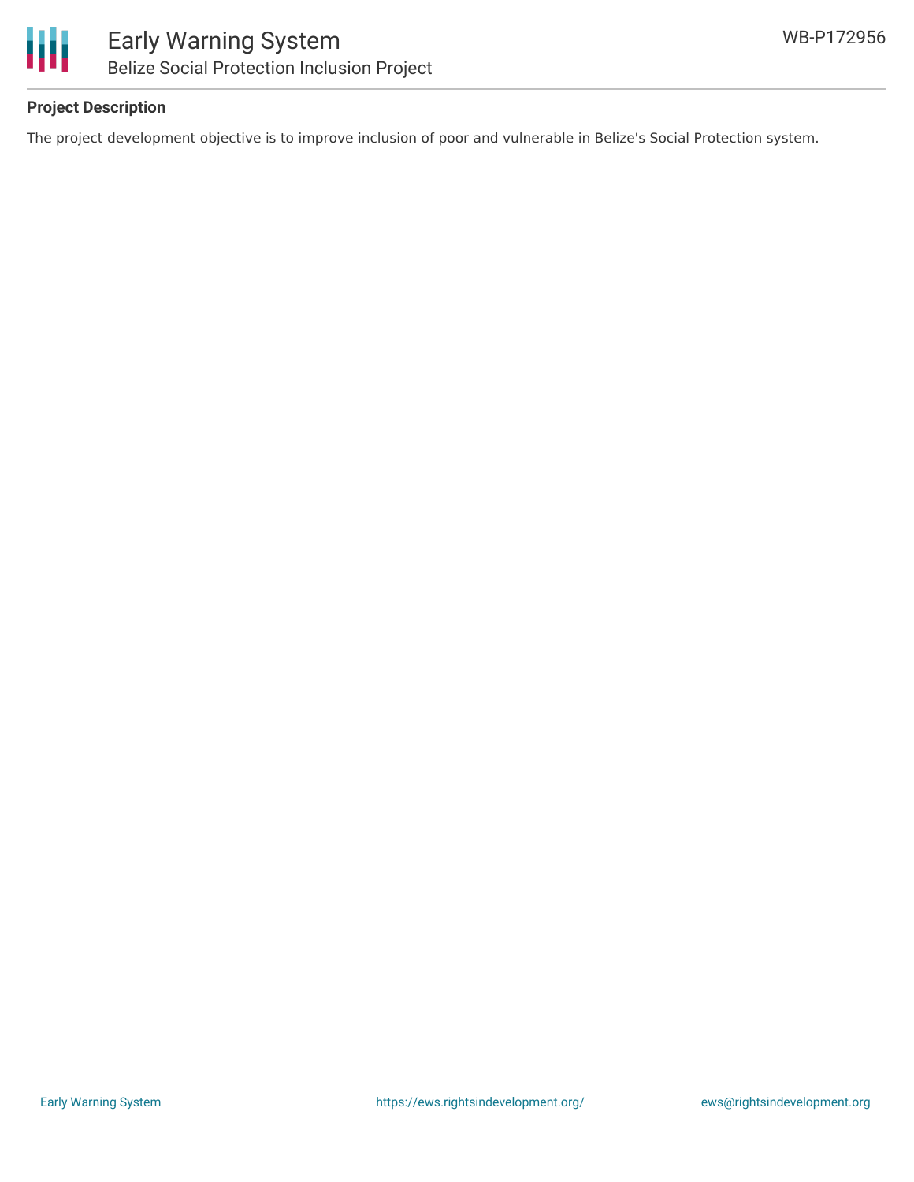## Project Description

The project development objective is to improve inclusion of poor and vulnerable in Belize's Social Protection system.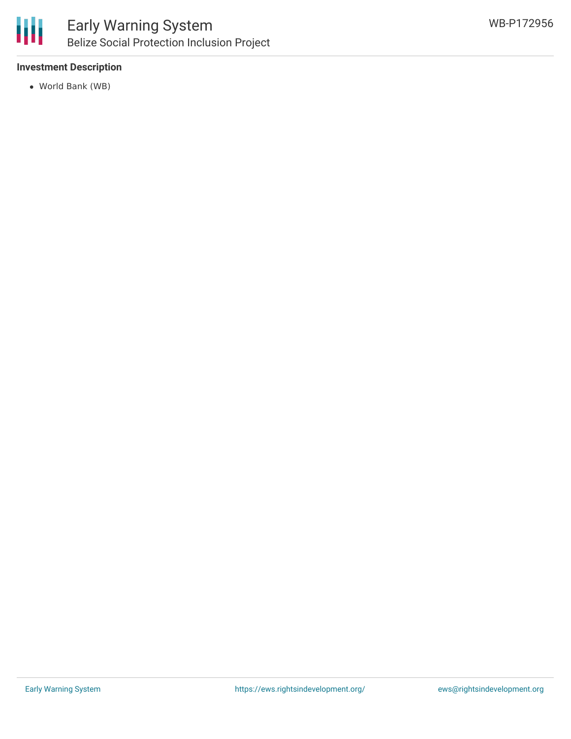### Investment Description

- World Bank (WB)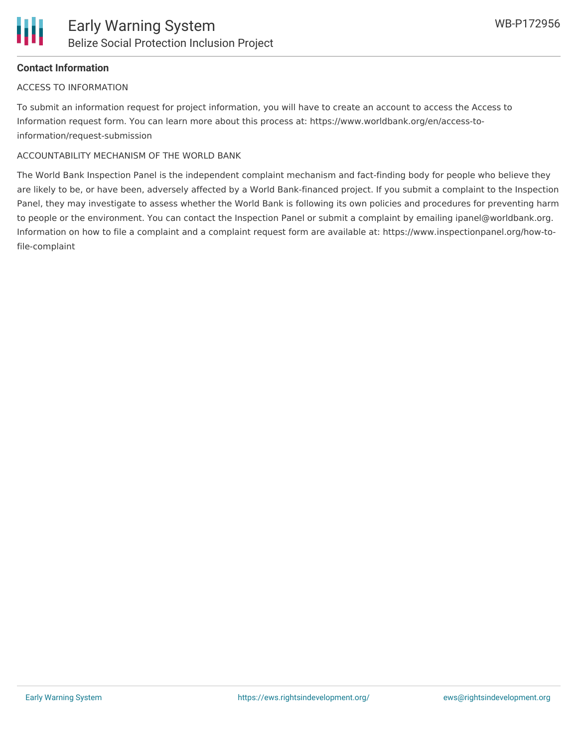**Contact Information**

ACCESS TO INFORMATION

To submit an information request for project information, you will have to create an account to access the Access to Information request form. You can learn more about this process at: https://www.worldbank.org/en/access-to-information/request-submission

ACCOUNTABILITY MECHANISM OF THE WORLD BANK

The World Bank Inspection Panel is the independent complaint mechanism and fact-finding body for people who believe they are likely to be, or have been, adversely affected by a World Bank-financed project. If you submit a complaint to the Inspection Panel, they may investigate to assess whether the World Bank is following its own policies and procedures for preventing harm to people or the environment. You can contact the Inspection Panel or submit a complaint by emailing ipanel@worldbank.org. Information on how to file a complaint and a complaint request form are available at: https://www.inspectionpanel.org/how-to-file-complaint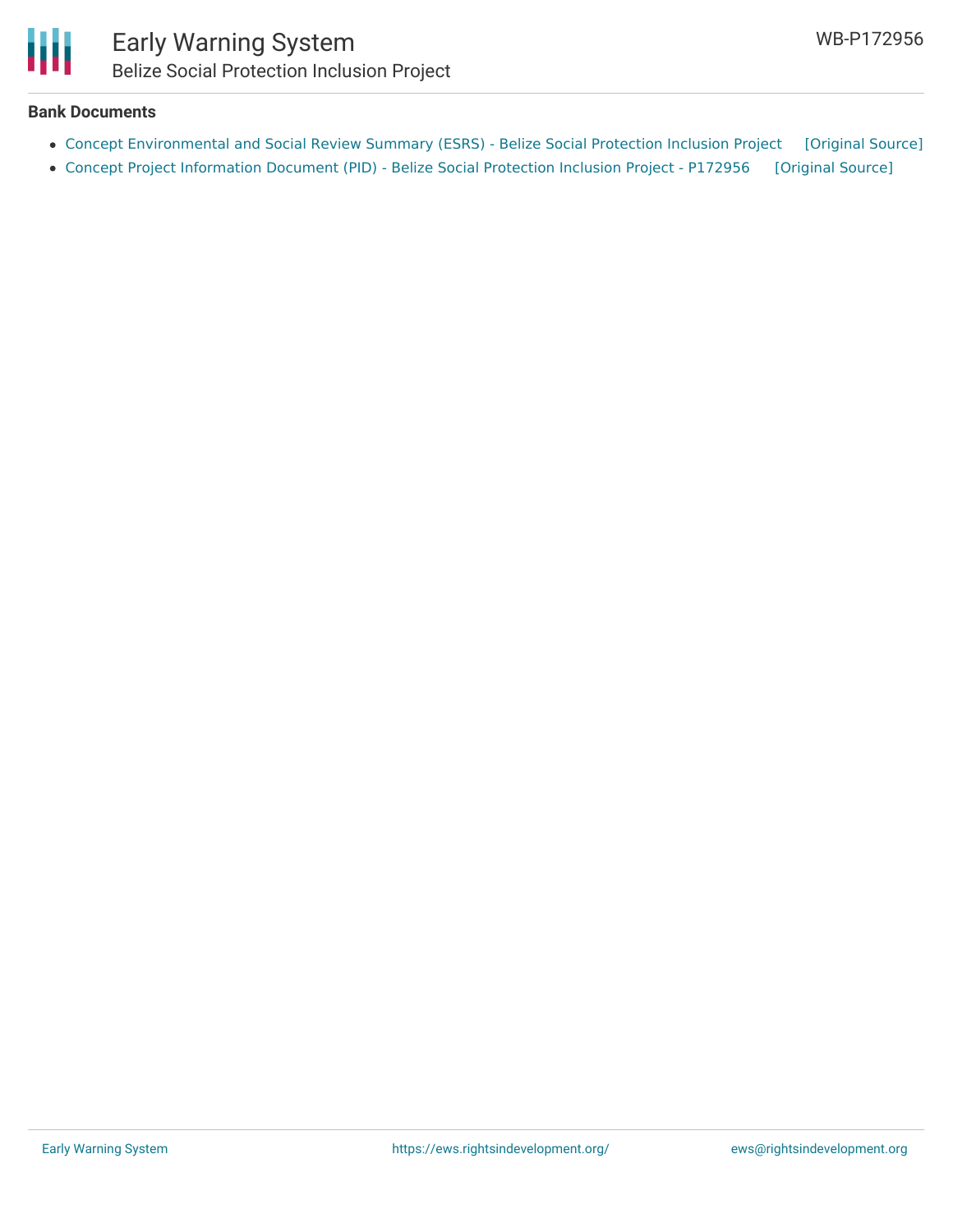## Bank Documents

- Concept Environmental and Social Review Summary (ESRS) - Belize Social Protection Inclusion Project [Original Source]
- Concept Project Information Document (PID) - Belize Social Protection Inclusion Project - P172956 [Original Source]